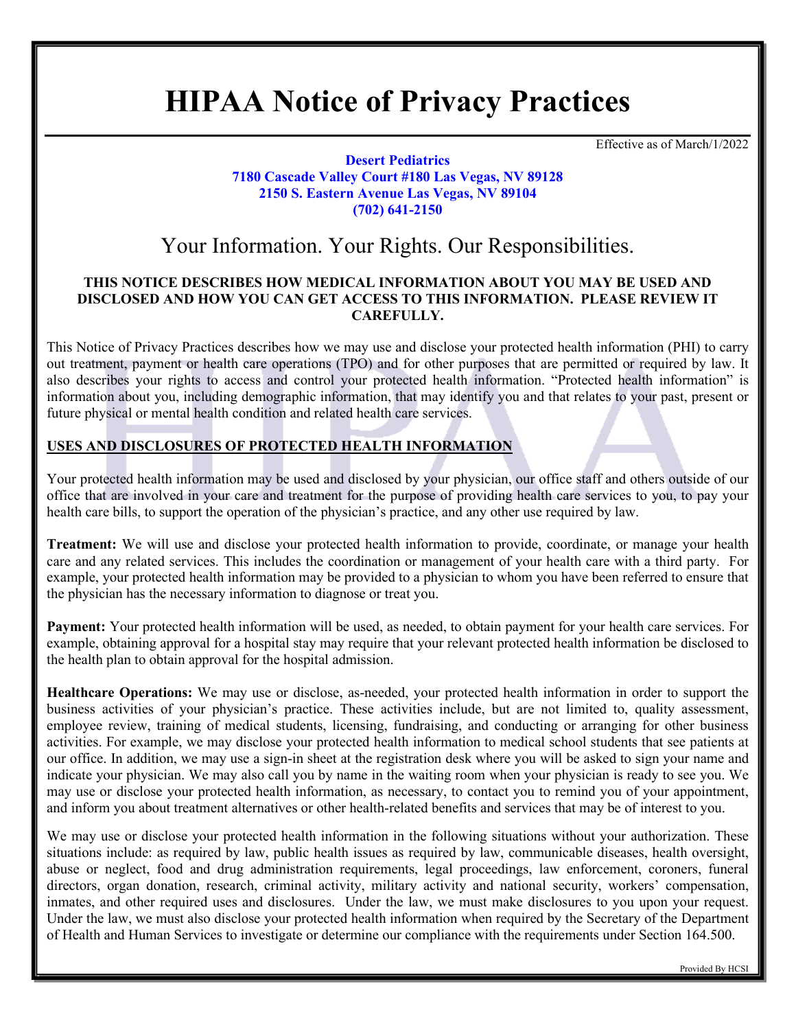# HIPAA Notice of Privacy Practices

Effective as of March/1/2022

**Desert Pediatrics**
**7180 Cascade Valley Court #180 Las Vegas, NV 89128**
**2150 S. Eastern Avenue Las Vegas, NV 89104**
**(702) 641-2150**

## Your Information. Your Rights. Our Responsibilities.

**THIS NOTICE DESCRIBES HOW MEDICAL INFORMATION ABOUT YOU MAY BE USED AND DISCLOSED AND HOW YOU CAN GET ACCESS TO THIS INFORMATION. PLEASE REVIEW IT CAREFULLY.**

This Notice of Privacy Practices describes how we may use and disclose your protected health information (PHI) to carry out treatment, payment or health care operations (TPO) and for other purposes that are permitted or required by law. It also describes your rights to access and control your protected health information. "Protected health information" is information about you, including demographic information, that may identify you and that relates to your past, present or future physical or mental health condition and related health care services.

### USES AND DISCLOSURES OF PROTECTED HEALTH INFORMATION

Your protected health information may be used and disclosed by your physician, our office staff and others outside of our office that are involved in your care and treatment for the purpose of providing health care services to you, to pay your health care bills, to support the operation of the physician's practice, and any other use required by law.

**Treatment:** We will use and disclose your protected health information to provide, coordinate, or manage your health care and any related services. This includes the coordination or management of your health care with a third party. For example, your protected health information may be provided to a physician to whom you have been referred to ensure that the physician has the necessary information to diagnose or treat you.

**Payment:** Your protected health information will be used, as needed, to obtain payment for your health care services. For example, obtaining approval for a hospital stay may require that your relevant protected health information be disclosed to the health plan to obtain approval for the hospital admission.

**Healthcare Operations:** We may use or disclose, as-needed, your protected health information in order to support the business activities of your physician's practice. These activities include, but are not limited to, quality assessment, employee review, training of medical students, licensing, fundraising, and conducting or arranging for other business activities. For example, we may disclose your protected health information to medical school students that see patients at our office. In addition, we may use a sign-in sheet at the registration desk where you will be asked to sign your name and indicate your physician. We may also call you by name in the waiting room when your physician is ready to see you. We may use or disclose your protected health information, as necessary, to contact you to remind you of your appointment, and inform you about treatment alternatives or other health-related benefits and services that may be of interest to you.

We may use or disclose your protected health information in the following situations without your authorization. These situations include: as required by law, public health issues as required by law, communicable diseases, health oversight, abuse or neglect, food and drug administration requirements, legal proceedings, law enforcement, coroners, funeral directors, organ donation, research, criminal activity, military activity and national security, workers' compensation, inmates, and other required uses and disclosures. Under the law, we must make disclosures to you upon your request. Under the law, we must also disclose your protected health information when required by the Secretary of the Department of Health and Human Services to investigate or determine our compliance with the requirements under Section 164.500.

Provided By HCSI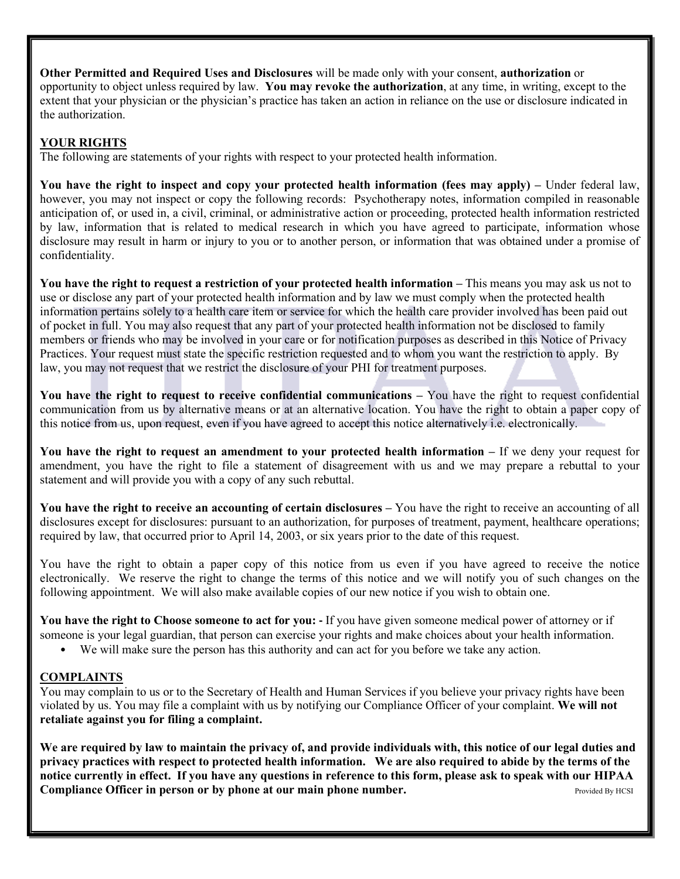**Other Permitted and Required Uses and Disclosures** will be made only with your consent, **authorization** or opportunity to object unless required by law. **You may revoke the authorization**, at any time, in writing, except to the extent that your physician or the physician's practice has taken an action in reliance on the use or disclosure indicated in the authorization.

## YOUR RIGHTS

The following are statements of your rights with respect to your protected health information.

**You have the right to inspect and copy your protected health information (fees may apply) –** Under federal law, however, you may not inspect or copy the following records: Psychotherapy notes, information compiled in reasonable anticipation of, or used in, a civil, criminal, or administrative action or proceeding, protected health information restricted by law, information that is related to medical research in which you have agreed to participate, information whose disclosure may result in harm or injury to you or to another person, or information that was obtained under a promise of confidentiality.

**You have the right to request a restriction of your protected health information –** This means you may ask us not to use or disclose any part of your protected health information and by law we must comply when the protected health information pertains solely to a health care item or service for which the health care provider involved has been paid out of pocket in full. You may also request that any part of your protected health information not be disclosed to family members or friends who may be involved in your care or for notification purposes as described in this Notice of Privacy Practices. Your request must state the specific restriction requested and to whom you want the restriction to apply. By law, you may not request that we restrict the disclosure of your PHI for treatment purposes.

**You have the right to request to receive confidential communications –** You have the right to request confidential communication from us by alternative means or at an alternative location. You have the right to obtain a paper copy of this notice from us, upon request, even if you have agreed to accept this notice alternatively i.e. electronically.

**You have the right to request an amendment to your protected health information –** If we deny your request for amendment, you have the right to file a statement of disagreement with us and we may prepare a rebuttal to your statement and will provide you with a copy of any such rebuttal.

**You have the right to receive an accounting of certain disclosures –** You have the right to receive an accounting of all disclosures except for disclosures: pursuant to an authorization, for purposes of treatment, payment, healthcare operations; required by law, that occurred prior to April 14, 2003, or six years prior to the date of this request.

You have the right to obtain a paper copy of this notice from us even if you have agreed to receive the notice electronically. We reserve the right to change the terms of this notice and we will notify you of such changes on the following appointment. We will also make available copies of our new notice if you wish to obtain one.

**You have the right to Choose someone to act for you: -** If you have given someone medical power of attorney or if someone is your legal guardian, that person can exercise your rights and make choices about your health information.

- We will make sure the person has this authority and can act for you before we take any action.

## COMPLAINTS

You may complain to us or to the Secretary of Health and Human Services if you believe your privacy rights have been violated by us. You may file a complaint with us by notifying our Compliance Officer of your complaint. **We will not retaliate against you for filing a complaint.**

**We are required by law to maintain the privacy of, and provide individuals with, this notice of our legal duties and privacy practices with respect to protected health information. We are also required to abide by the terms of the notice currently in effect. If you have any questions in reference to this form, please ask to speak with our HIPAA Compliance Officer in person or by phone at our main phone number.**

Provided By HCSI